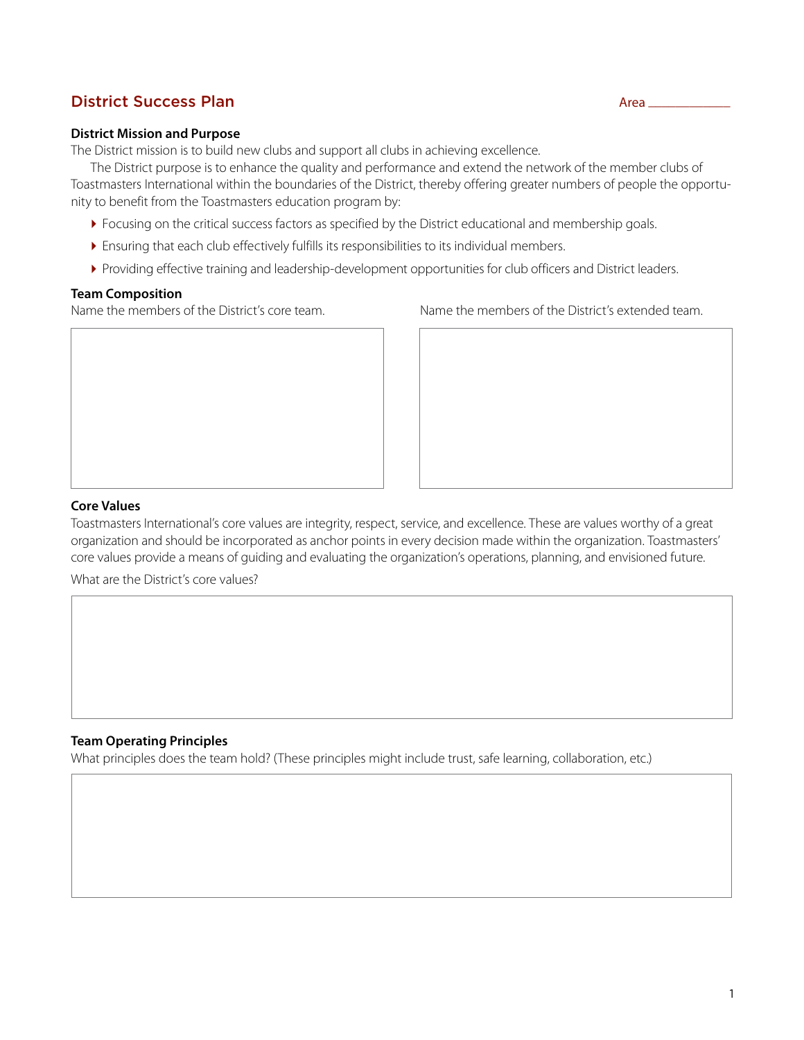# District Success Plan

Area ____________

### District Mission and Purpose

The District mission is to build new clubs and support all clubs in achieving excellence.

The District purpose is to enhance the quality and performance and extend the network of the member clubs of Toastmasters International within the boundaries of the District, thereby offering greater numbers of people the opportunity to benefit from the Toastmasters education program by:

- Focusing on the critical success factors as specified by the District educational and membership goals.
- Ensuring that each club effectively fulfills its responsibilities to its individual members.
- Providing effective training and leadership-development opportunities for club officers and District leaders.

### Team Composition

Name the members of the District's core team.

Name the members of the District's extended team.

### Core Values

Toastmasters International's core values are integrity, respect, service, and excellence. These are values worthy of a great organization and should be incorporated as anchor points in every decision made within the organization. Toastmasters' core values provide a means of guiding and evaluating the organization's operations, planning, and envisioned future.

What are the District's core values?

### Team Operating Principles

What principles does the team hold? (These principles might include trust, safe learning, collaboration, etc.)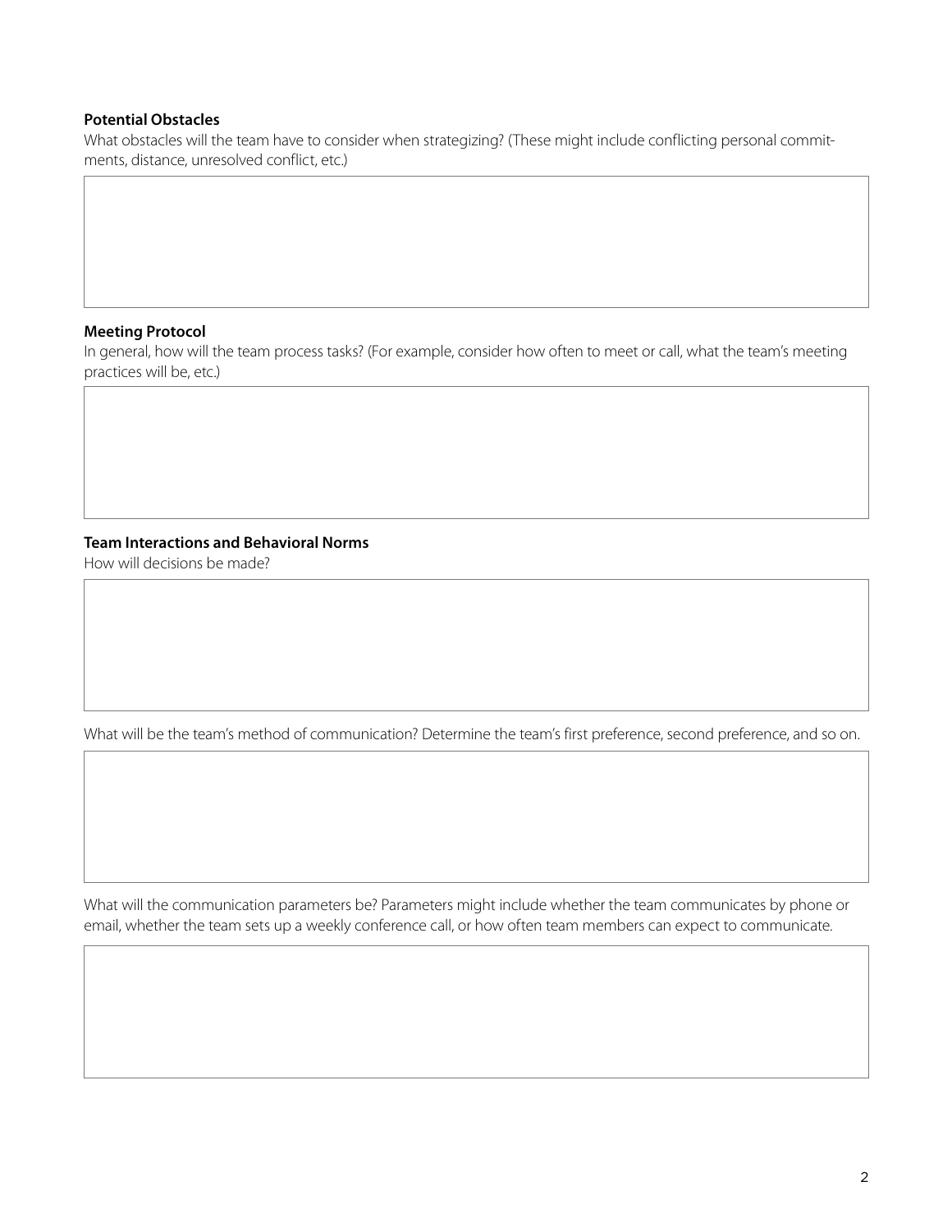**Potential Obstacles**

What obstacles will the team have to consider when strategizing? (These might include conflicting personal commitments, distance, unresolved conflict, etc.)

**Meeting Protocol**

In general, how will the team process tasks? (For example, consider how often to meet or call, what the team's meeting practices will be, etc.)

**Team Interactions and Behavioral Norms**

How will decisions be made?

What will be the team's method of communication? Determine the team's first preference, second preference, and so on.

What will the communication parameters be? Parameters might include whether the team communicates by phone or email, whether the team sets up a weekly conference call, or how often team members can expect to communicate.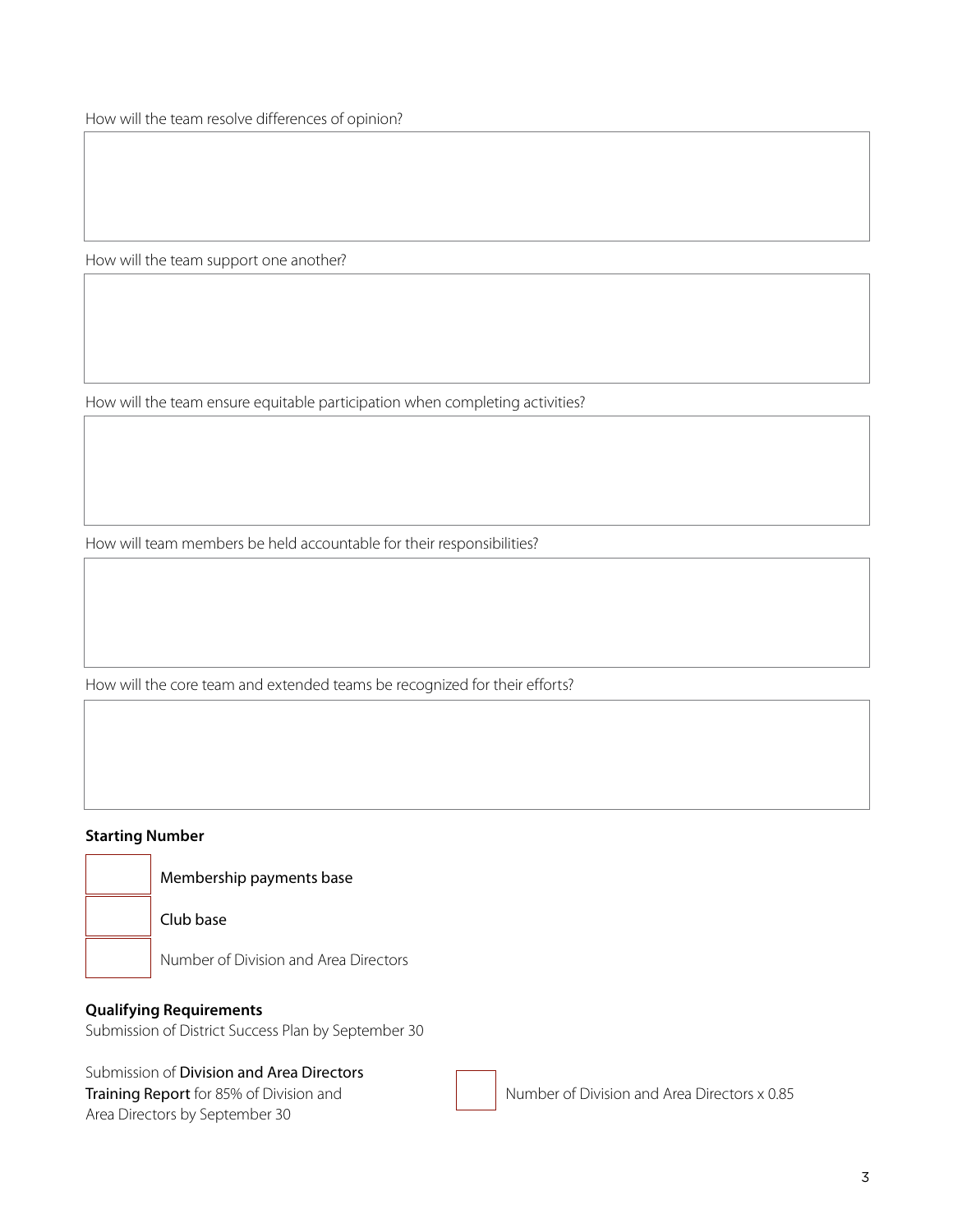How will the team resolve differences of opinion?

How will the team support one another?

How will the team ensure equitable participation when completing activities?

How will team members be held accountable for their responsibilities?

How will the core team and extended teams be recognized for their efforts?

**Starting Number**

Membership payments base

Club base

Number of Division and Area Directors

**Qualifying Requirements**

Submission of District Success Plan by September 30

Submission of **Division and Area Directors Training Report** for 85% of Division and Area Directors by September 30

Number of Division and Area Directors x 0.85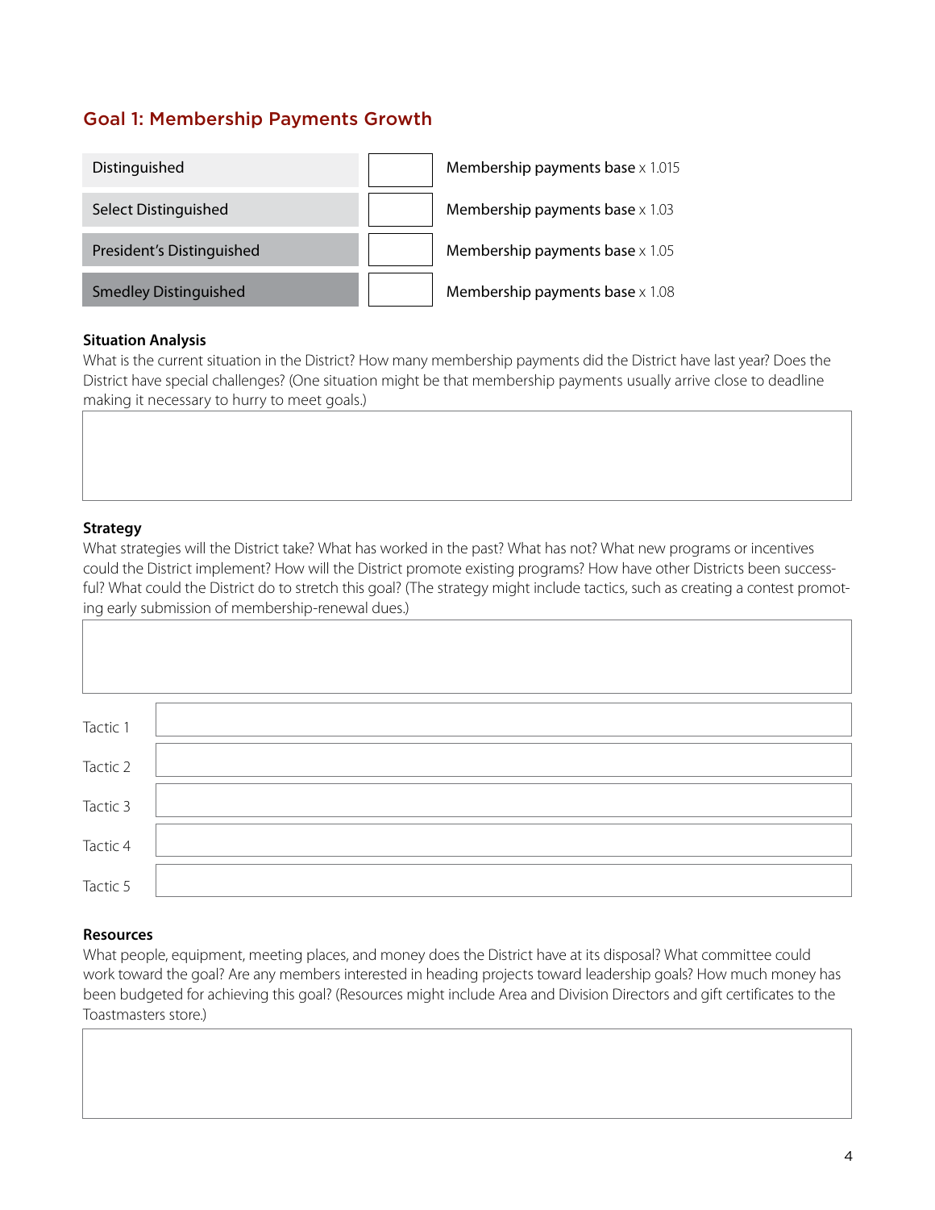## Goal 1: Membership Payments Growth

| | | |
|---|---|---|
| Distinguished | | Membership payments base x 1.015 |
| Select Distinguished | | Membership payments base x 1.03 |
| President's Distinguished | | Membership payments base x 1.05 |
| Smedley Distinguished | | Membership payments base x 1.08 |

**Situation Analysis**

What is the current situation in the District? How many membership payments did the District have last year? Does the District have special challenges? (One situation might be that membership payments usually arrive close to deadline making it necessary to hurry to meet goals.)

**Strategy**

What strategies will the District take? What has worked in the past? What has not? What new programs or incentives could the District implement? How will the District promote existing programs? How have other Districts been successful? What could the District do to stretch this goal? (The strategy might include tactics, such as creating a contest promoting early submission of membership-renewal dues.)

Tactic 1

Tactic 2

Tactic 3

Tactic 4

Tactic 5

**Resources**

What people, equipment, meeting places, and money does the District have at its disposal? What committee could work toward the goal? Are any members interested in heading projects toward leadership goals? How much money has been budgeted for achieving this goal? (Resources might include Area and Division Directors and gift certificates to the Toastmasters store.)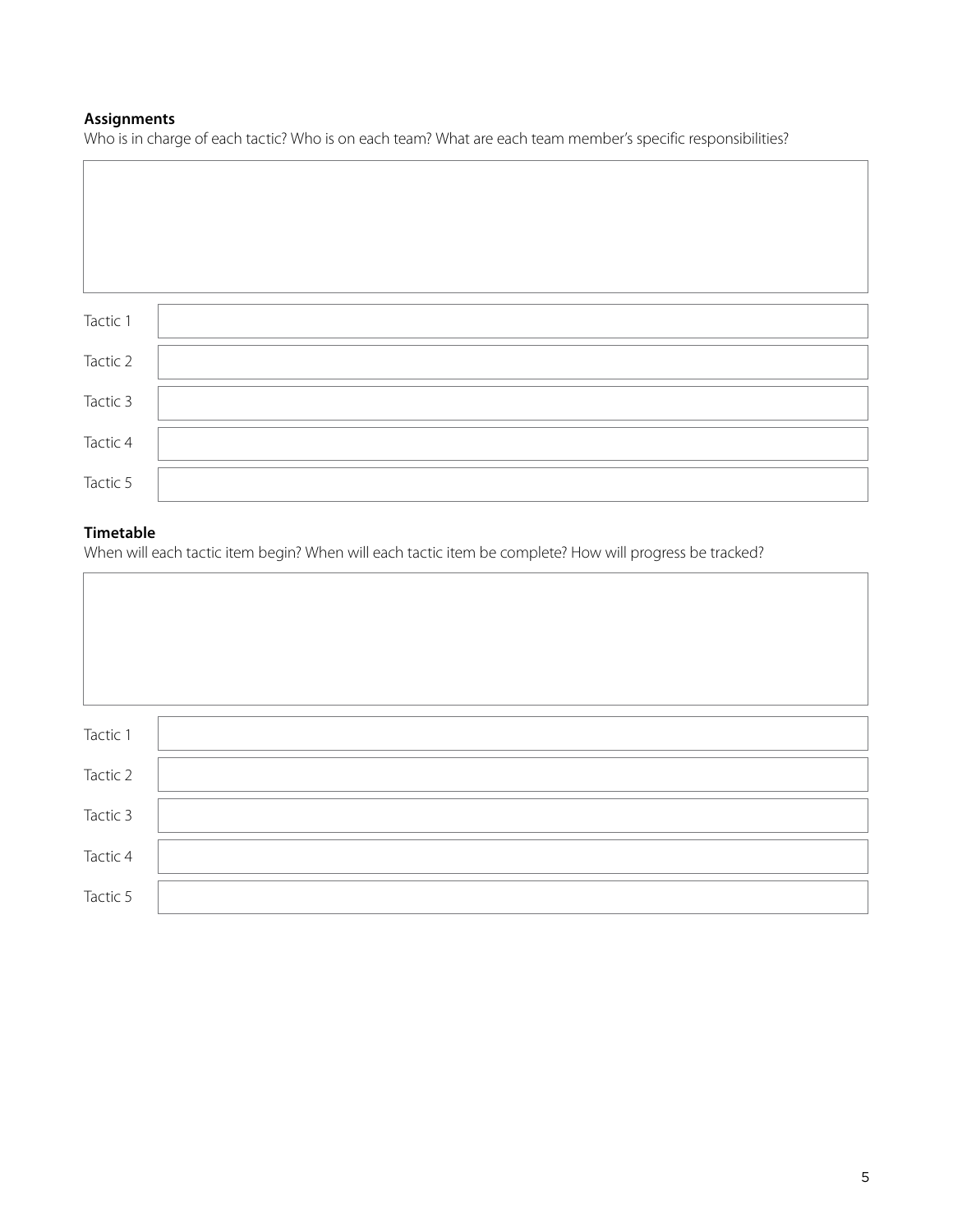**Assignments**

Who is in charge of each tactic? Who is on each team? What are each team member's specific responsibilities?

| | |
|---|---|
| Tactic 1 | |
| Tactic 2 | |
| Tactic 3 | |
| Tactic 4 | |
| Tactic 5 | |

**Timetable**

When will each tactic item begin? When will each tactic item be complete? How will progress be tracked?

| | |
|---|---|
| Tactic 1 | |
| Tactic 2 | |
| Tactic 3 | |
| Tactic 4 | |
| Tactic 5 | |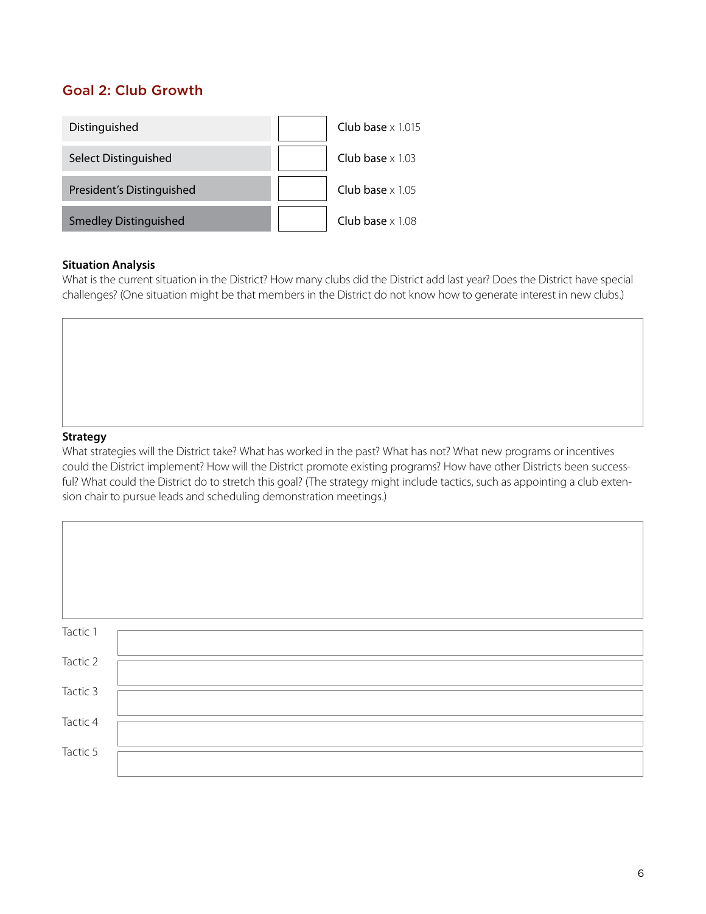## Goal 2: Club Growth

| | | |
|---|---|---|
| Distinguished | | Club base x 1.015 |
| Select Distinguished | | Club base x 1.03 |
| President's Distinguished | | Club base x 1.05 |
| Smedley Distinguished | | Club base x 1.08 |

**Situation Analysis**

What is the current situation in the District? How many clubs did the District add last year? Does the District have special challenges? (One situation might be that members in the District do not know how to generate interest in new clubs.)

**Strategy**

What strategies will the District take? What has worked in the past? What has not? What new programs or incentives could the District implement? How will the District promote existing programs? How have other Districts been successful? What could the District do to stretch this goal? (The strategy might include tactics, such as appointing a club extension chair to pursue leads and scheduling demonstration meetings.)

Tactic 1

Tactic 2

Tactic 3

Tactic 4

Tactic 5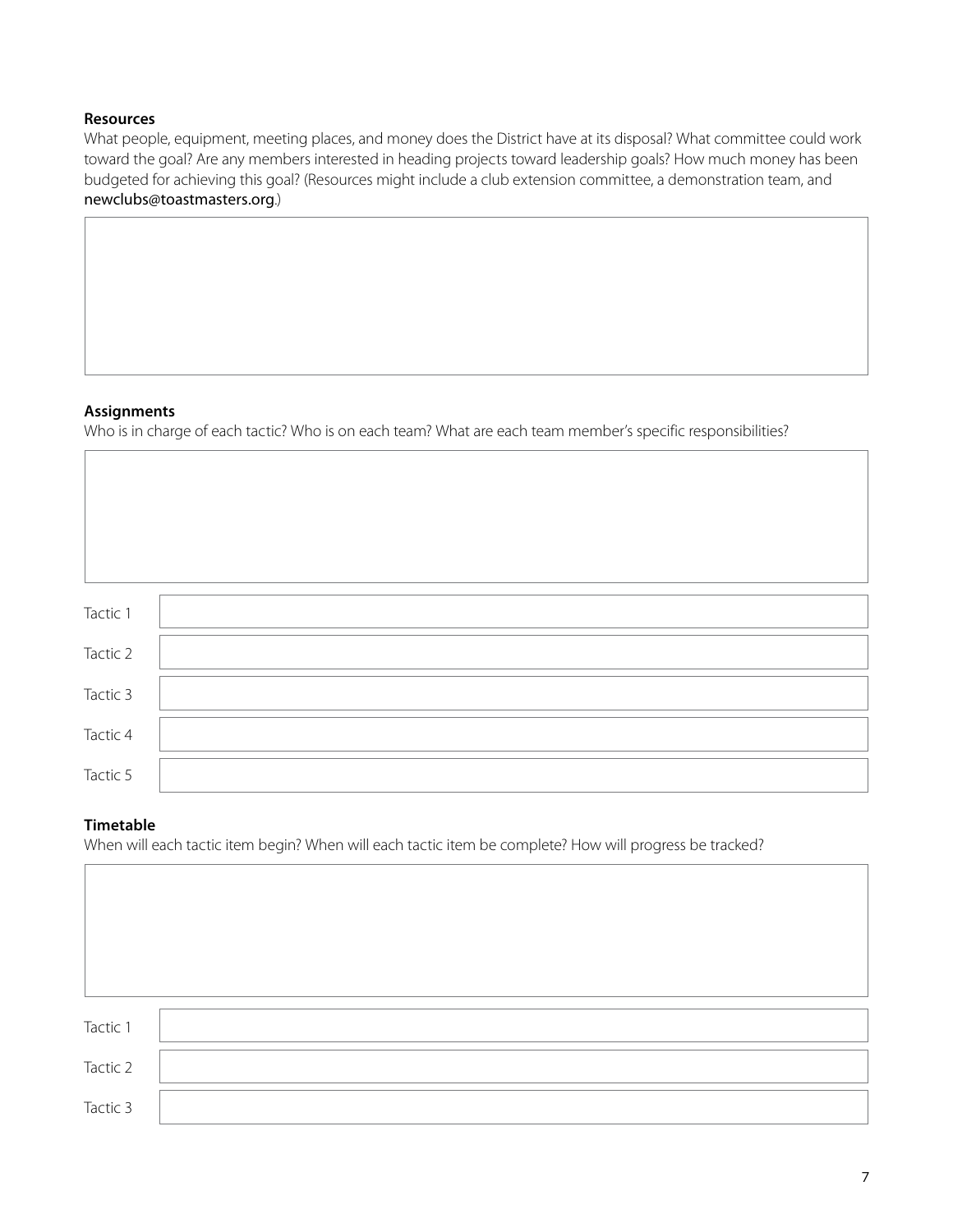**Resources**

What people, equipment, meeting places, and money does the District have at its disposal? What committee could work toward the goal? Are any members interested in heading projects toward leadership goals? How much money has been budgeted for achieving this goal? (Resources might include a club extension committee, a demonstration team, and newclubs@toastmasters.org.)

**Assignments**

Who is in charge of each tactic? Who is on each team? What are each team member's specific responsibilities?

| | |
|---|---|
| Tactic 1 | |
| Tactic 2 | |
| Tactic 3 | |
| Tactic 4 | |
| Tactic 5 | |

**Timetable**

When will each tactic item begin? When will each tactic item be complete? How will progress be tracked?

| | |
|---|---|
| Tactic 1 | |
| Tactic 2 | |
| Tactic 3 | |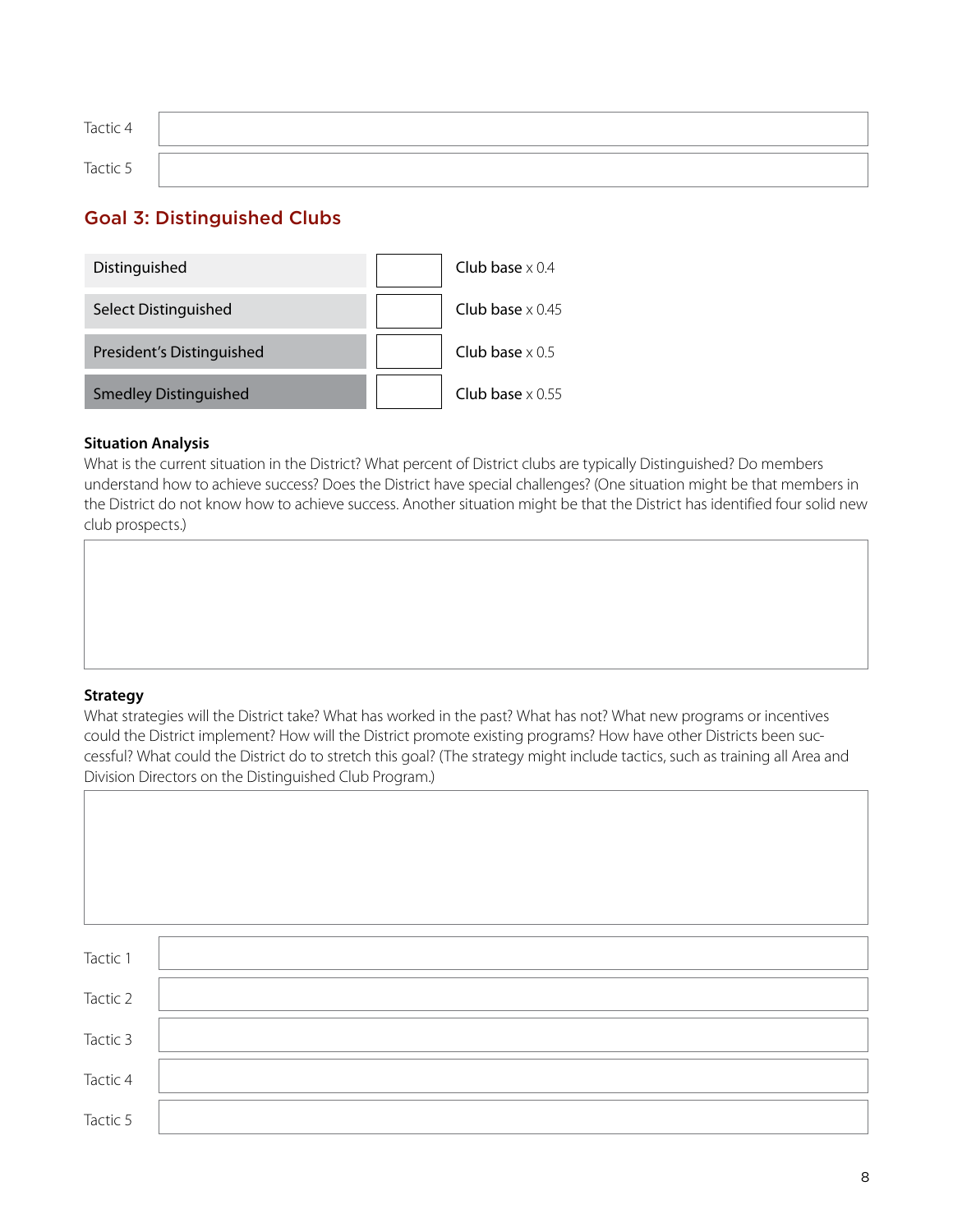| | |
|---|---|
| Tactic 4 | |
| Tactic 5 | |

## Goal 3: Distinguished Clubs

| | | |
|---|---|---|
| Distinguished | | Club base x 0.4 |
| Select Distinguished | | Club base x 0.45 |
| President's Distinguished | | Club base x 0.5 |
| Smedley Distinguished | | Club base x 0.55 |

**Situation Analysis**

What is the current situation in the District? What percent of District clubs are typically Distinguished? Do members understand how to achieve success? Does the District have special challenges? (One situation might be that members in the District do not know how to achieve success. Another situation might be that the District has identified four solid new club prospects.)

**Strategy**

What strategies will the District take? What has worked in the past? What has not? What new programs or incentives could the District implement? How will the District promote existing programs? How have other Districts been successful? What could the District do to stretch this goal? (The strategy might include tactics, such as training all Area and Division Directors on the Distinguished Club Program.)

| | |
|---|---|
| Tactic 1 | |
| Tactic 2 | |
| Tactic 3 | |
| Tactic 4 | |
| Tactic 5 | |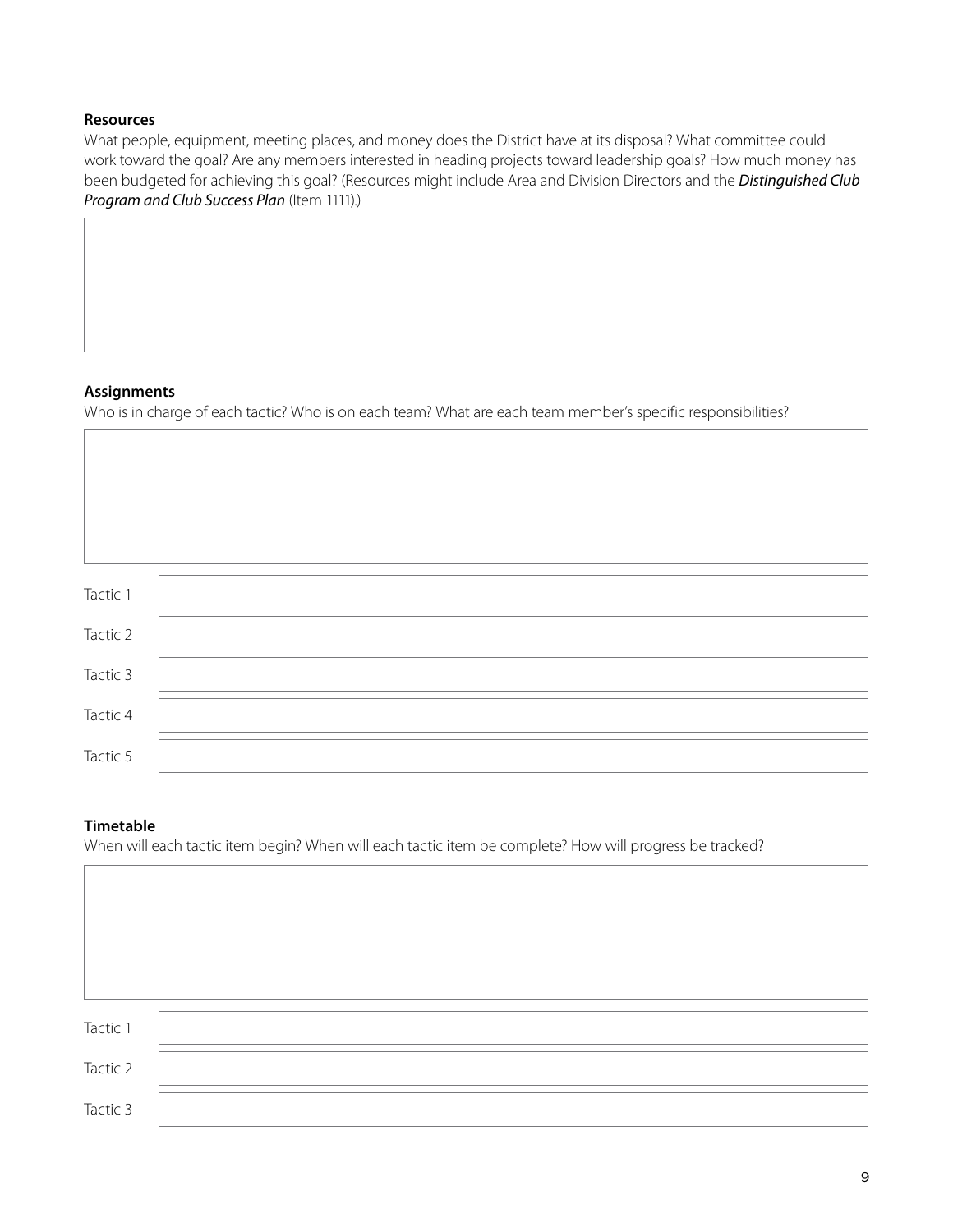**Resources**

What people, equipment, meeting places, and money does the District have at its disposal? What committee could work toward the goal? Are any members interested in heading projects toward leadership goals? How much money has been budgeted for achieving this goal? (Resources might include Area and Division Directors and the ***Distinguished Club Program and Club Success Plan*** (Item 1111).)

**Assignments**

Who is in charge of each tactic? Who is on each team? What are each team member's specific responsibilities?

| | |
|---|---|
| Tactic 1 | |
| Tactic 2 | |
| Tactic 3 | |
| Tactic 4 | |
| Tactic 5 | |

**Timetable**

When will each tactic item begin? When will each tactic item be complete? How will progress be tracked?

| | |
|---|---|
| Tactic 1 | |
| Tactic 2 | |
| Tactic 3 | |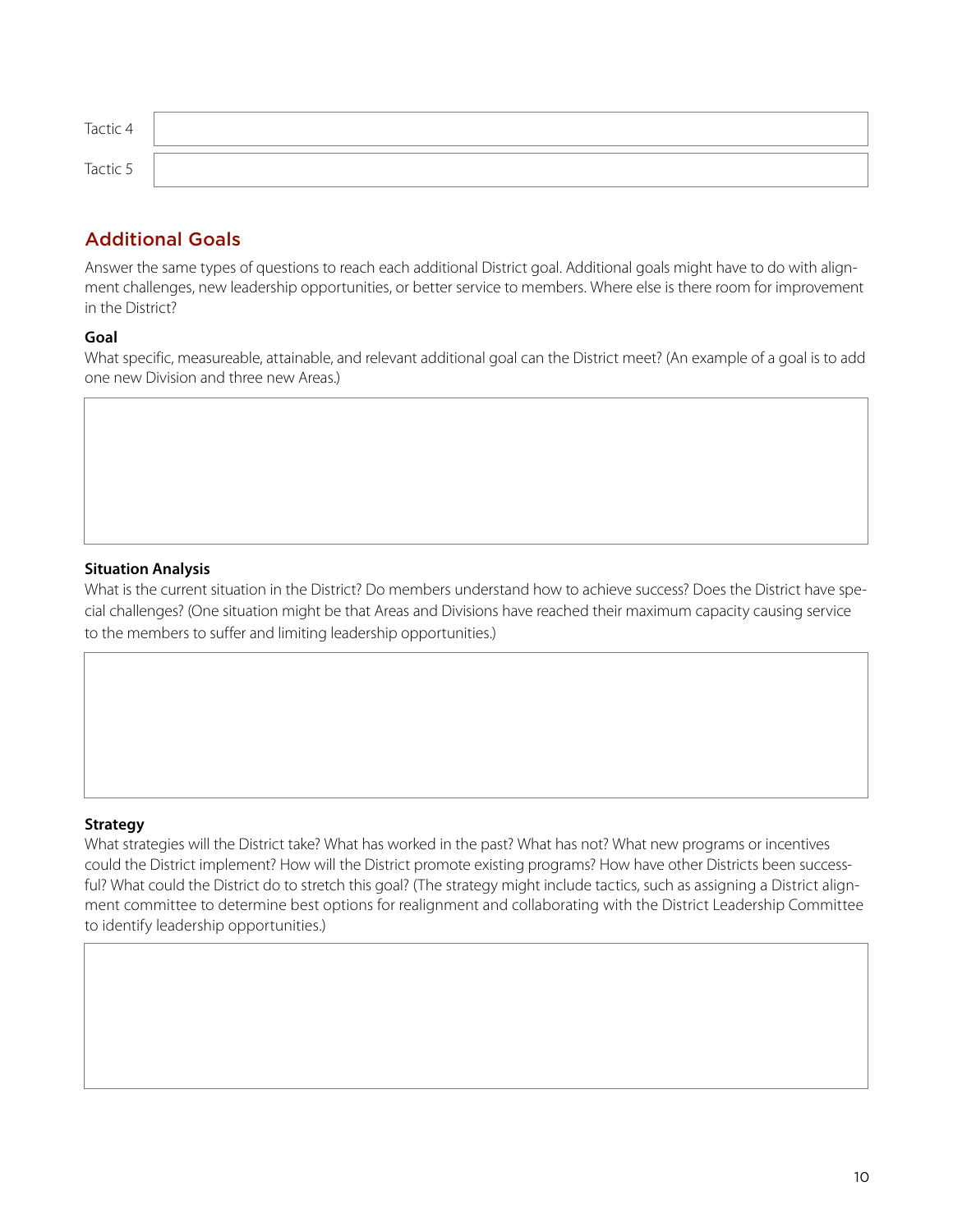| Tactic 4 | |
|---|---|
| Tactic 5 | |

## Additional Goals

Answer the same types of questions to reach each additional District goal. Additional goals might have to do with alignment challenges, new leadership opportunities, or better service to members. Where else is there room for improvement in the District?

**Goal**

What specific, measureable, attainable, and relevant additional goal can the District meet? (An example of a goal is to add one new Division and three new Areas.)

**Situation Analysis**

What is the current situation in the District? Do members understand how to achieve success? Does the District have special challenges? (One situation might be that Areas and Divisions have reached their maximum capacity causing service to the members to suffer and limiting leadership opportunities.)

**Strategy**

What strategies will the District take? What has worked in the past? What has not? What new programs or incentives could the District implement? How will the District promote existing programs? How have other Districts been successful? What could the District do to stretch this goal? (The strategy might include tactics, such as assigning a District alignment committee to determine best options for realignment and collaborating with the District Leadership Committee to identify leadership opportunities.)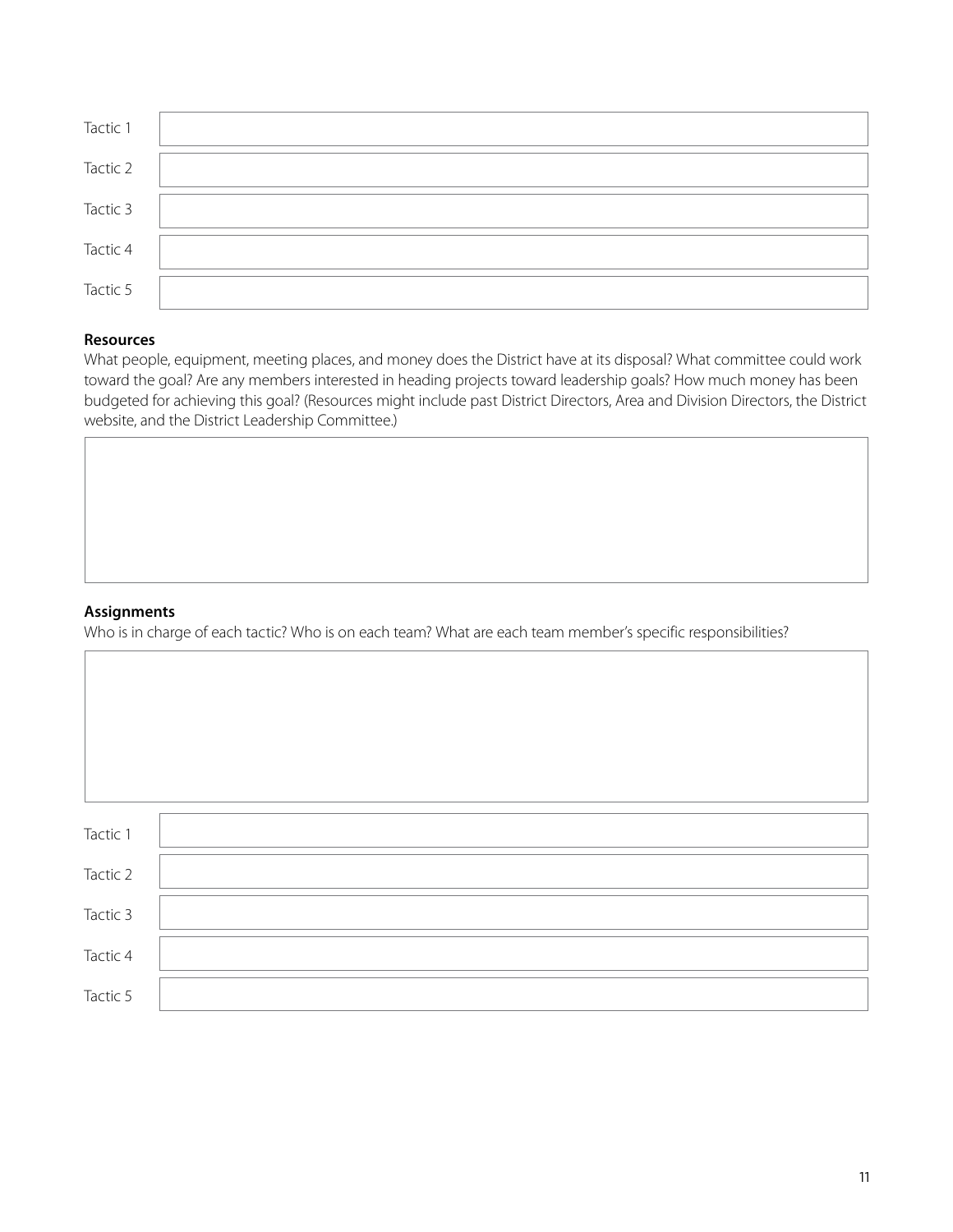| | |
|---|---|
| Tactic 1 | |
| Tactic 2 | |
| Tactic 3 | |
| Tactic 4 | |
| Tactic 5 | |

**Resources**

What people, equipment, meeting places, and money does the District have at its disposal? What committee could work toward the goal? Are any members interested in heading projects toward leadership goals? How much money has been budgeted for achieving this goal? (Resources might include past District Directors, Area and Division Directors, the District website, and the District Leadership Committee.)

**Assignments**

Who is in charge of each tactic? Who is on each team? What are each team member's specific responsibilities?

| | |
|---|---|
| Tactic 1 | |
| Tactic 2 | |
| Tactic 3 | |
| Tactic 4 | |
| Tactic 5 | |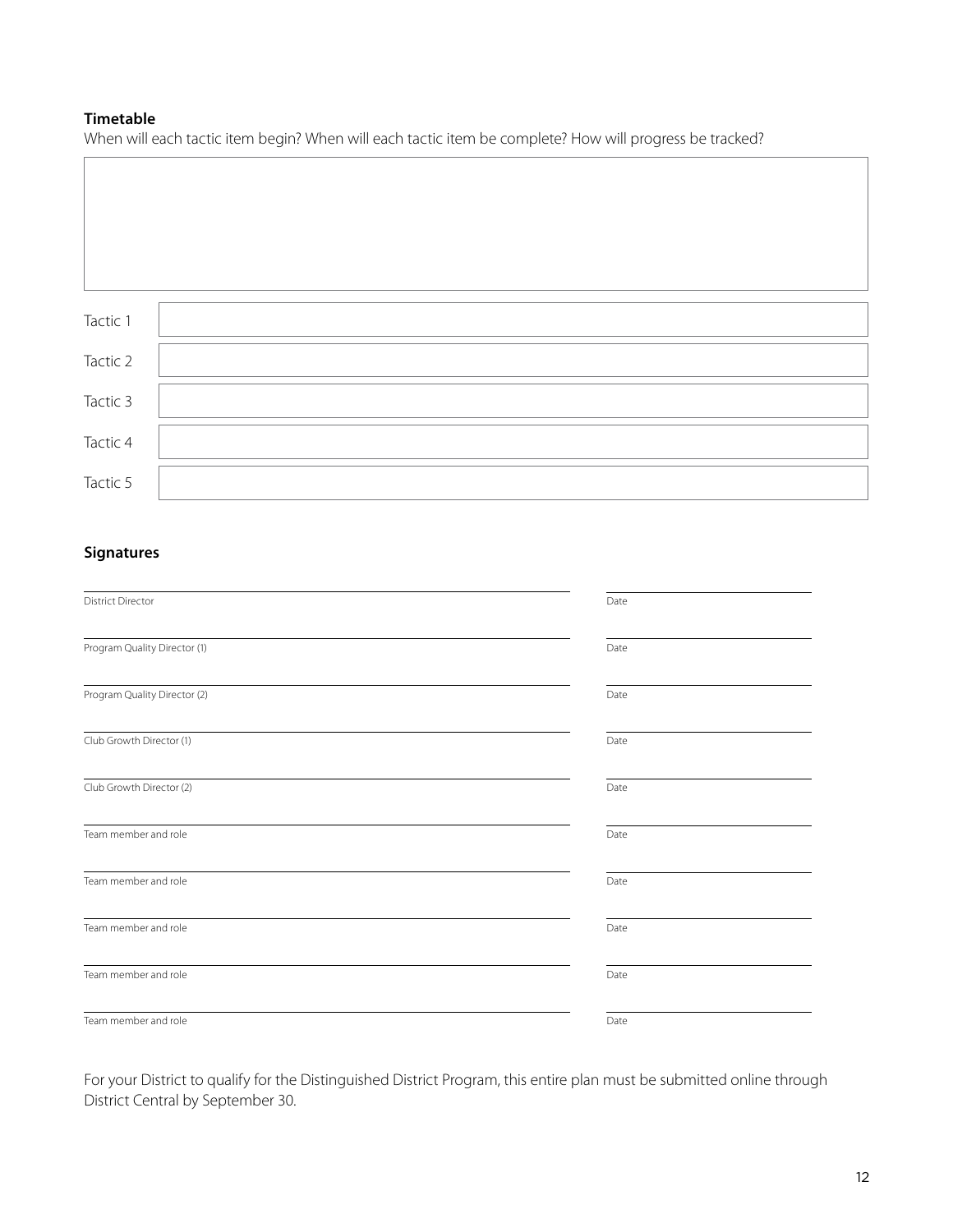**Timetable**

When will each tactic item begin? When will each tactic item be complete? How will progress be tracked?

| | |
|---|---|
| Tactic 1 | |
| Tactic 2 | |
| Tactic 3 | |
| Tactic 4 | |
| Tactic 5 | |

**Signatures**

| | |
|---|---|
| District Director | Date |
| Program Quality Director (1) | Date |
| Program Quality Director (2) | Date |
| Club Growth Director (1) | Date |
| Club Growth Director (2) | Date |
| Team member and role | Date |
| Team member and role | Date |
| Team member and role | Date |
| Team member and role | Date |
| Team member and role | Date |

For your District to qualify for the Distinguished District Program, this entire plan must be submitted online through District Central by September 30.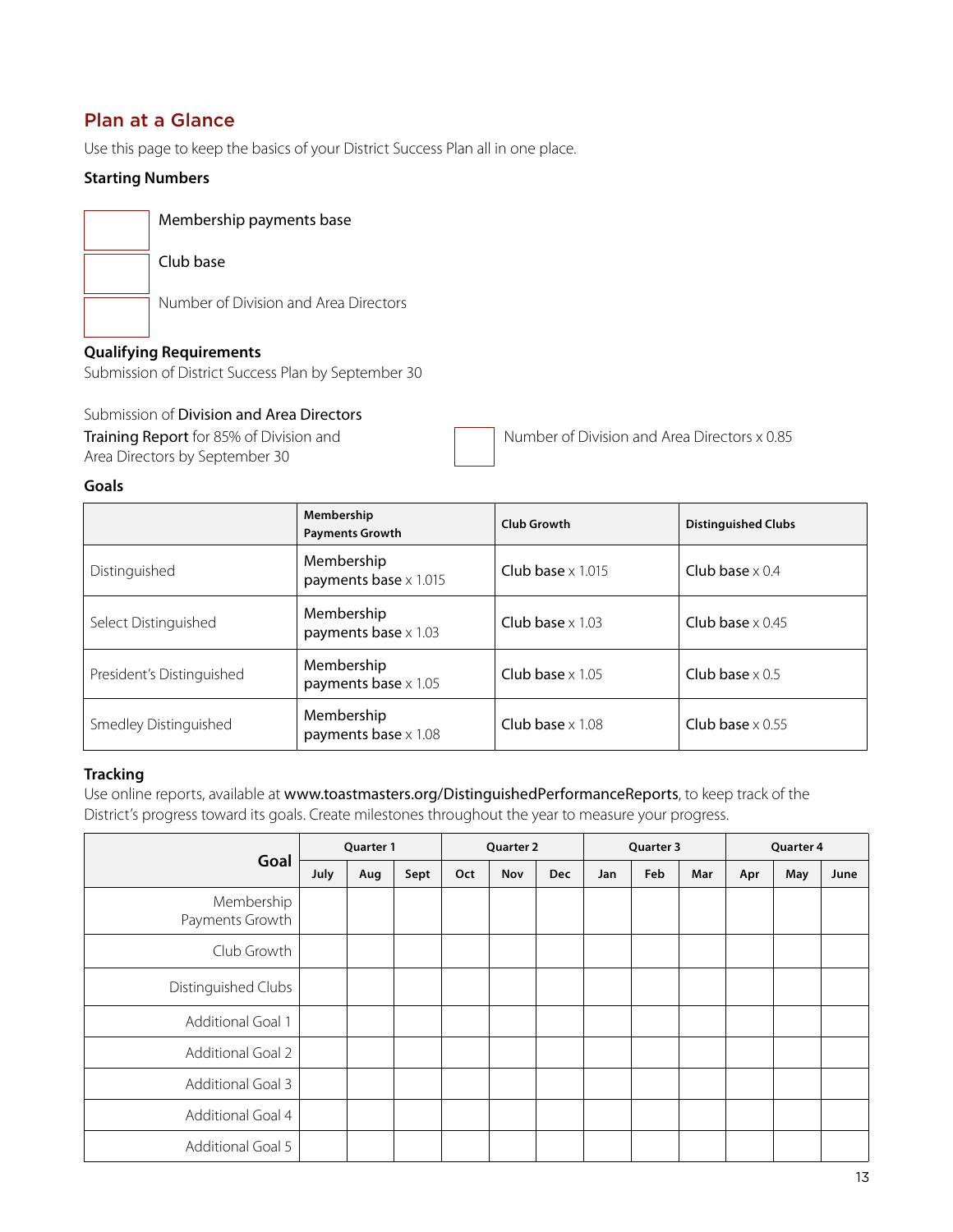## Plan at a Glance

Use this page to keep the basics of your District Success Plan all in one place.

### Starting Numbers

Membership payments base

Club base

Number of Division and Area Directors

### Qualifying Requirements

Submission of District Success Plan by September 30

Submission of **Division and Area Directors Training Report** for 85% of Division and Area Directors by September 30

Number of Division and Area Directors x 0.85

### Goals

| | Membership Payments Growth | Club Growth | Distinguished Clubs |
|---|---|---|---|
| Distinguished | Membership payments base x 1.015 | Club base x 1.015 | Club base x 0.4 |
| Select Distinguished | Membership payments base x 1.03 | Club base x 1.03 | Club base x 0.45 |
| President's Distinguished | Membership payments base x 1.05 | Club base x 1.05 | Club base x 0.5 |
| Smedley Distinguished | Membership payments base x 1.08 | Club base x 1.08 | Club base x 0.55 |

### Tracking

Use online reports, available at **www.toastmasters.org/DistinguishedPerformanceReports**, to keep track of the District's progress toward its goals. Create milestones throughout the year to measure your progress.

| Goal | Quarter 1 | | | Quarter 2 | | | Quarter 3 | | | Quarter 4 | | |
|---|---|---|---|---|---|---|---|---|---|---|---|---|
| | July | Aug | Sept | Oct | Nov | Dec | Jan | Feb | Mar | Apr | May | June |
| Membership Payments Growth | | | | | | | | | | | | |
| Club Growth | | | | | | | | | | | | |
| Distinguished Clubs | | | | | | | | | | | | |
| Additional Goal 1 | | | | | | | | | | | | |
| Additional Goal 2 | | | | | | | | | | | | |
| Additional Goal 3 | | | | | | | | | | | | |
| Additional Goal 4 | | | | | | | | | | | | |
| Additional Goal 5 | | | | | | | | | | | | |